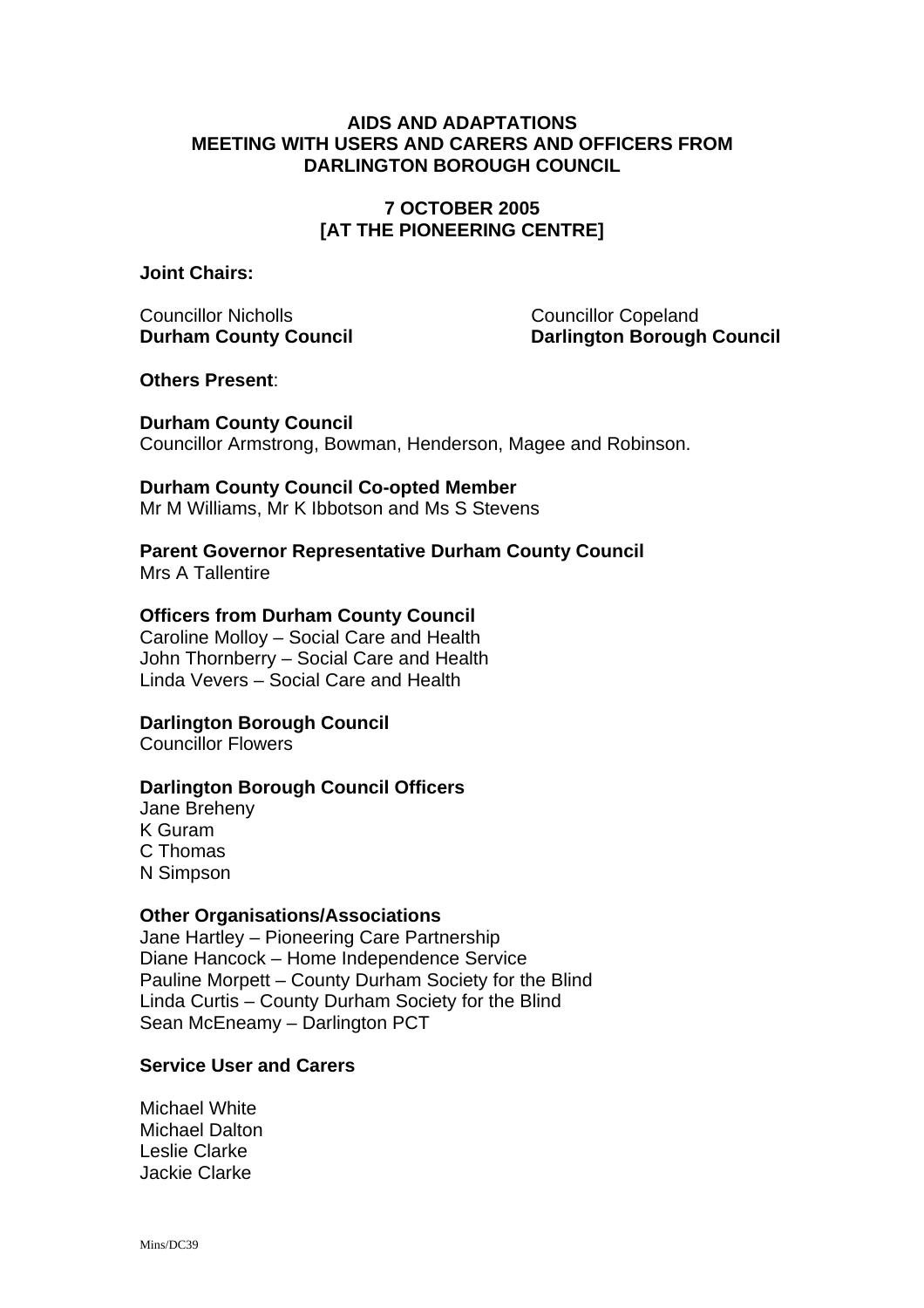# AIDS AND ADAPTATIONS
# MEETING WITH USERS AND CARERS AND OFFICERS FROM DARLINGTON BOROUGH COUNCIL

## 7 OCTOBER 2005
## [AT THE PIONEERING CENTRE]

**Joint Chairs:**

Councillor Nicholls
**Durham County Council**

Councillor Copeland
**Darlington Borough Council**

**Others Present**:

**Durham County Council**
Councillor Armstrong, Bowman, Henderson, Magee and Robinson.

**Durham County Council Co-opted Member**
Mr M Williams, Mr K Ibbotson and Ms S Stevens

**Parent Governor Representative Durham County Council**
Mrs A Tallentire

**Officers from Durham County Council**
Caroline Molloy – Social Care and Health
John Thornberry – Social Care and Health
Linda Vevers – Social Care and Health

**Darlington Borough Council**
Councillor Flowers

**Darlington Borough Council Officers**
Jane Breheny
K Guram
C Thomas
N Simpson

**Other Organisations/Associations**
Jane Hartley – Pioneering Care Partnership
Diane Hancock – Home Independence Service
Pauline Morpett – County Durham Society for the Blind
Linda Curtis – County Durham Society for the Blind
Sean McEneamy – Darlington PCT

**Service User and Carers**

Michael White
Michael Dalton
Leslie Clarke
Jackie Clarke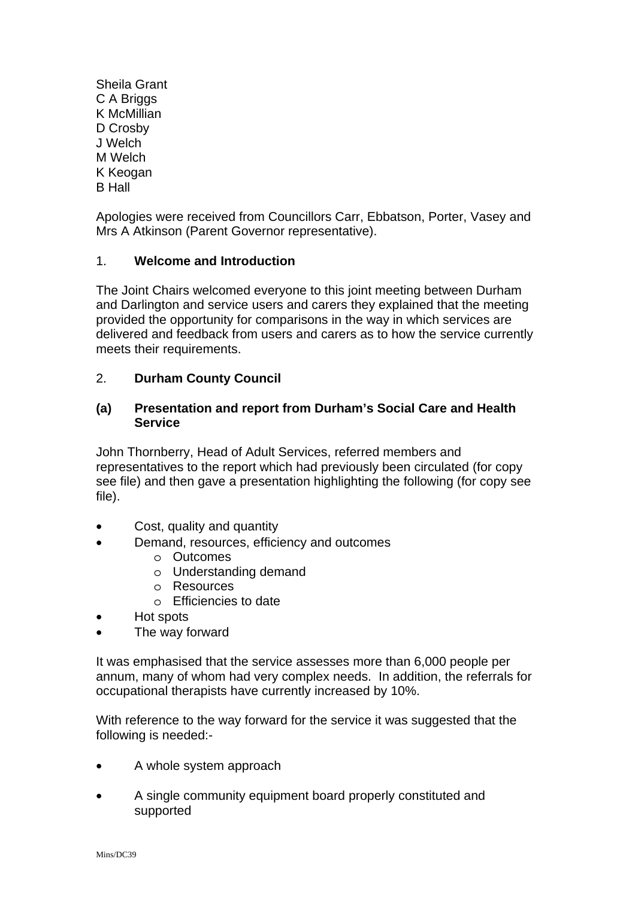Sheila Grant
C A Briggs
K McMillian
D Crosby
J Welch
M Welch
K Keogan
B Hall

Apologies were received from Councillors Carr, Ebbatson, Porter, Vasey and Mrs A Atkinson (Parent Governor representative).

1. **Welcome and Introduction**

The Joint Chairs welcomed everyone to this joint meeting between Durham and Darlington and service users and carers they explained that the meeting provided the opportunity for comparisons in the way in which services are delivered and feedback from users and carers as to how the service currently meets their requirements.

2. **Durham County Council**

**(a) Presentation and report from Durham's Social Care and Health Service**

John Thornberry, Head of Adult Services, referred members and representatives to the report which had previously been circulated (for copy see file) and then gave a presentation highlighting the following (for copy see file).

- Cost, quality and quantity
- Demand, resources, efficiency and outcomes
  - Outcomes
  - Understanding demand
  - Resources
  - Efficiencies to date
- Hot spots
- The way forward

It was emphasised that the service assesses more than 6,000 people per annum, many of whom had very complex needs. In addition, the referrals for occupational therapists have currently increased by 10%.

With reference to the way forward for the service it was suggested that the following is needed:-

- A whole system approach
- A single community equipment board properly constituted and supported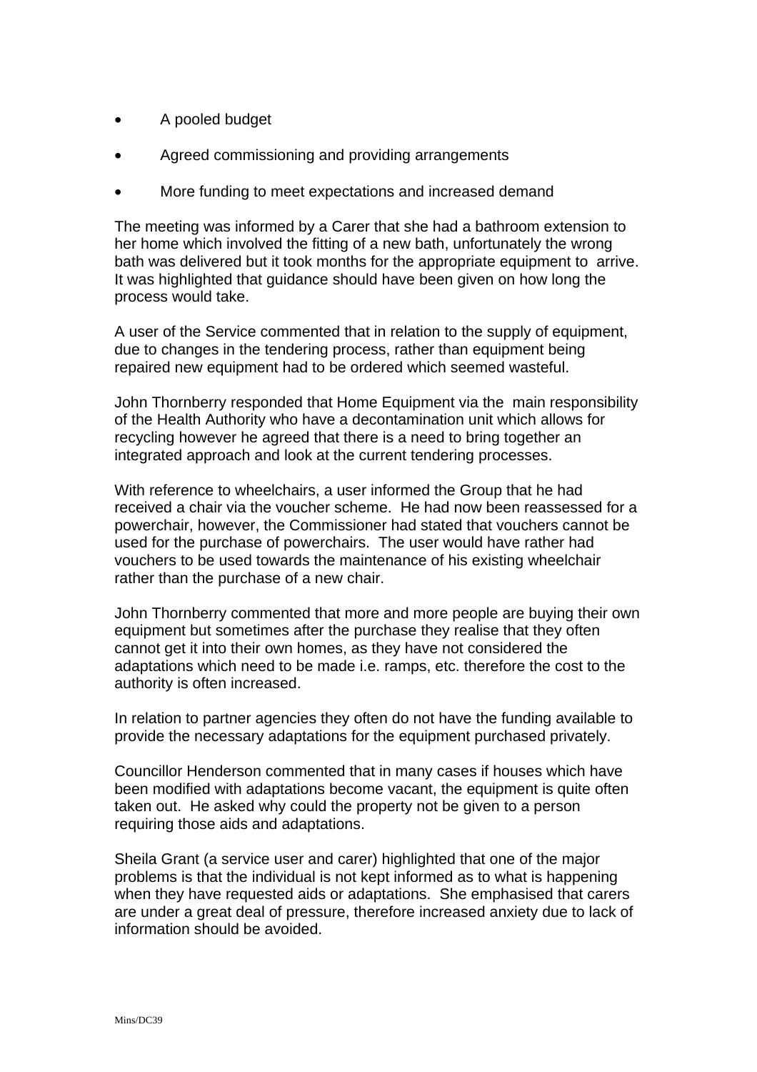- A pooled budget
- Agreed commissioning and providing arrangements
- More funding to meet expectations and increased demand

The meeting was informed by a Carer that she had a bathroom extension to her home which involved the fitting of a new bath, unfortunately the wrong bath was delivered but it took months for the appropriate equipment to arrive. It was highlighted that guidance should have been given on how long the process would take.

A user of the Service commented that in relation to the supply of equipment, due to changes in the tendering process, rather than equipment being repaired new equipment had to be ordered which seemed wasteful.

John Thornberry responded that Home Equipment via the main responsibility of the Health Authority who have a decontamination unit which allows for recycling however he agreed that there is a need to bring together an integrated approach and look at the current tendering processes.

With reference to wheelchairs, a user informed the Group that he had received a chair via the voucher scheme. He had now been reassessed for a powerchair, however, the Commissioner had stated that vouchers cannot be used for the purchase of powerchairs. The user would have rather had vouchers to be used towards the maintenance of his existing wheelchair rather than the purchase of a new chair.

John Thornberry commented that more and more people are buying their own equipment but sometimes after the purchase they realise that they often cannot get it into their own homes, as they have not considered the adaptations which need to be made i.e. ramps, etc. therefore the cost to the authority is often increased.

In relation to partner agencies they often do not have the funding available to provide the necessary adaptations for the equipment purchased privately.

Councillor Henderson commented that in many cases if houses which have been modified with adaptations become vacant, the equipment is quite often taken out. He asked why could the property not be given to a person requiring those aids and adaptations.

Sheila Grant (a service user and carer) highlighted that one of the major problems is that the individual is not kept informed as to what is happening when they have requested aids or adaptations. She emphasised that carers are under a great deal of pressure, therefore increased anxiety due to lack of information should be avoided.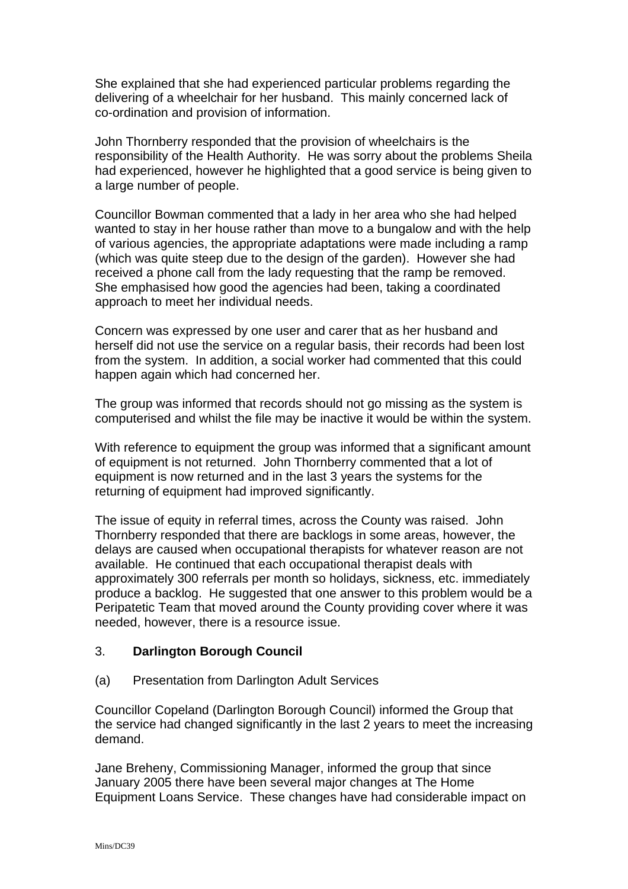She explained that she had experienced particular problems regarding the delivering of a wheelchair for her husband. This mainly concerned lack of co-ordination and provision of information.

John Thornberry responded that the provision of wheelchairs is the responsibility of the Health Authority. He was sorry about the problems Sheila had experienced, however he highlighted that a good service is being given to a large number of people.

Councillor Bowman commented that a lady in her area who she had helped wanted to stay in her house rather than move to a bungalow and with the help of various agencies, the appropriate adaptations were made including a ramp (which was quite steep due to the design of the garden). However she had received a phone call from the lady requesting that the ramp be removed. She emphasised how good the agencies had been, taking a coordinated approach to meet her individual needs.

Concern was expressed by one user and carer that as her husband and herself did not use the service on a regular basis, their records had been lost from the system. In addition, a social worker had commented that this could happen again which had concerned her.

The group was informed that records should not go missing as the system is computerised and whilst the file may be inactive it would be within the system.

With reference to equipment the group was informed that a significant amount of equipment is not returned. John Thornberry commented that a lot of equipment is now returned and in the last 3 years the systems for the returning of equipment had improved significantly.

The issue of equity in referral times, across the County was raised. John Thornberry responded that there are backlogs in some areas, however, the delays are caused when occupational therapists for whatever reason are not available. He continued that each occupational therapist deals with approximately 300 referrals per month so holidays, sickness, etc. immediately produce a backlog. He suggested that one answer to this problem would be a Peripatetic Team that moved around the County providing cover where it was needed, however, there is a resource issue.

3. **Darlington Borough Council**

(a) Presentation from Darlington Adult Services

Councillor Copeland (Darlington Borough Council) informed the Group that the service had changed significantly in the last 2 years to meet the increasing demand.

Jane Breheny, Commissioning Manager, informed the group that since January 2005 there have been several major changes at The Home Equipment Loans Service. These changes have had considerable impact on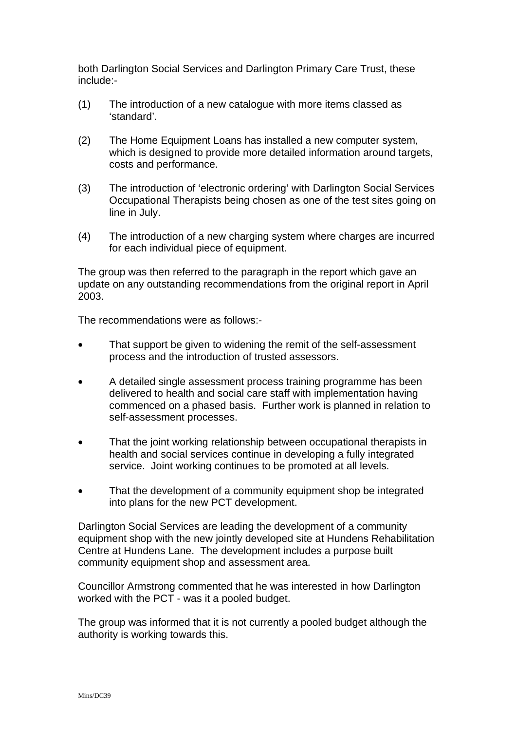both Darlington Social Services and Darlington Primary Care Trust, these include:-

(1) The introduction of a new catalogue with more items classed as 'standard'.

(2) The Home Equipment Loans has installed a new computer system, which is designed to provide more detailed information around targets, costs and performance.

(3) The introduction of 'electronic ordering' with Darlington Social Services Occupational Therapists being chosen as one of the test sites going on line in July.

(4) The introduction of a new charging system where charges are incurred for each individual piece of equipment.

The group was then referred to the paragraph in the report which gave an update on any outstanding recommendations from the original report in April 2003.

The recommendations were as follows:-

- That support be given to widening the remit of the self-assessment process and the introduction of trusted assessors.
- A detailed single assessment process training programme has been delivered to health and social care staff with implementation having commenced on a phased basis. Further work is planned in relation to self-assessment processes.
- That the joint working relationship between occupational therapists in health and social services continue in developing a fully integrated service. Joint working continues to be promoted at all levels.
- That the development of a community equipment shop be integrated into plans for the new PCT development.

Darlington Social Services are leading the development of a community equipment shop with the new jointly developed site at Hundens Rehabilitation Centre at Hundens Lane. The development includes a purpose built community equipment shop and assessment area.

Councillor Armstrong commented that he was interested in how Darlington worked with the PCT - was it a pooled budget.

The group was informed that it is not currently a pooled budget although the authority is working towards this.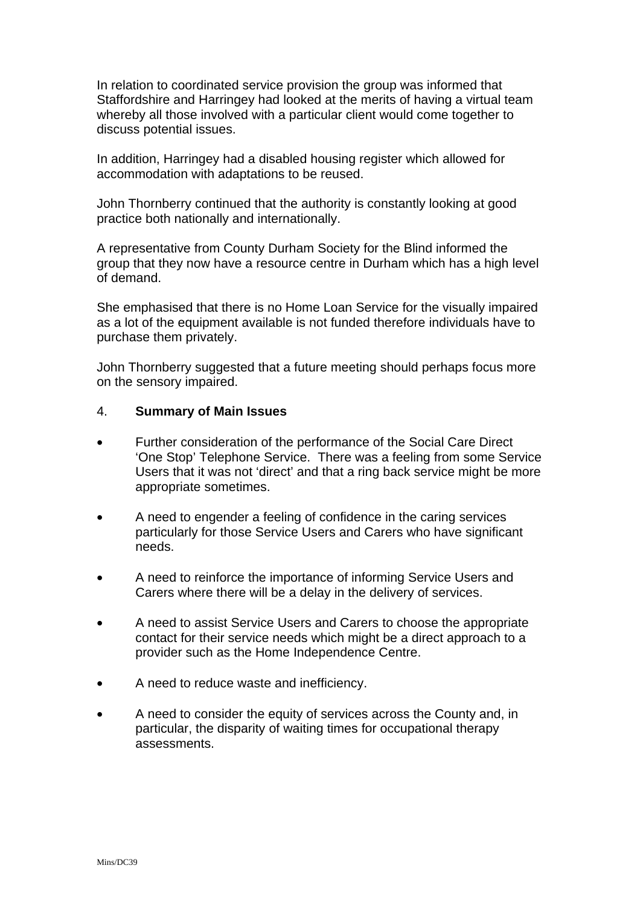In relation to coordinated service provision the group was informed that Staffordshire and Harringey had looked at the merits of having a virtual team whereby all those involved with a particular client would come together to discuss potential issues.

In addition, Harringey had a disabled housing register which allowed for accommodation with adaptations to be reused.

John Thornberry continued that the authority is constantly looking at good practice both nationally and internationally.

A representative from County Durham Society for the Blind informed the group that they now have a resource centre in Durham which has a high level of demand.

She emphasised that there is no Home Loan Service for the visually impaired as a lot of the equipment available is not funded therefore individuals have to purchase them privately.

John Thornberry suggested that a future meeting should perhaps focus more on the sensory impaired.

4. **Summary of Main Issues**

- Further consideration of the performance of the Social Care Direct 'One Stop' Telephone Service. There was a feeling from some Service Users that it was not 'direct' and that a ring back service might be more appropriate sometimes.
- A need to engender a feeling of confidence in the caring services particularly for those Service Users and Carers who have significant needs.
- A need to reinforce the importance of informing Service Users and Carers where there will be a delay in the delivery of services.
- A need to assist Service Users and Carers to choose the appropriate contact for their service needs which might be a direct approach to a provider such as the Home Independence Centre.
- A need to reduce waste and inefficiency.
- A need to consider the equity of services across the County and, in particular, the disparity of waiting times for occupational therapy assessments.